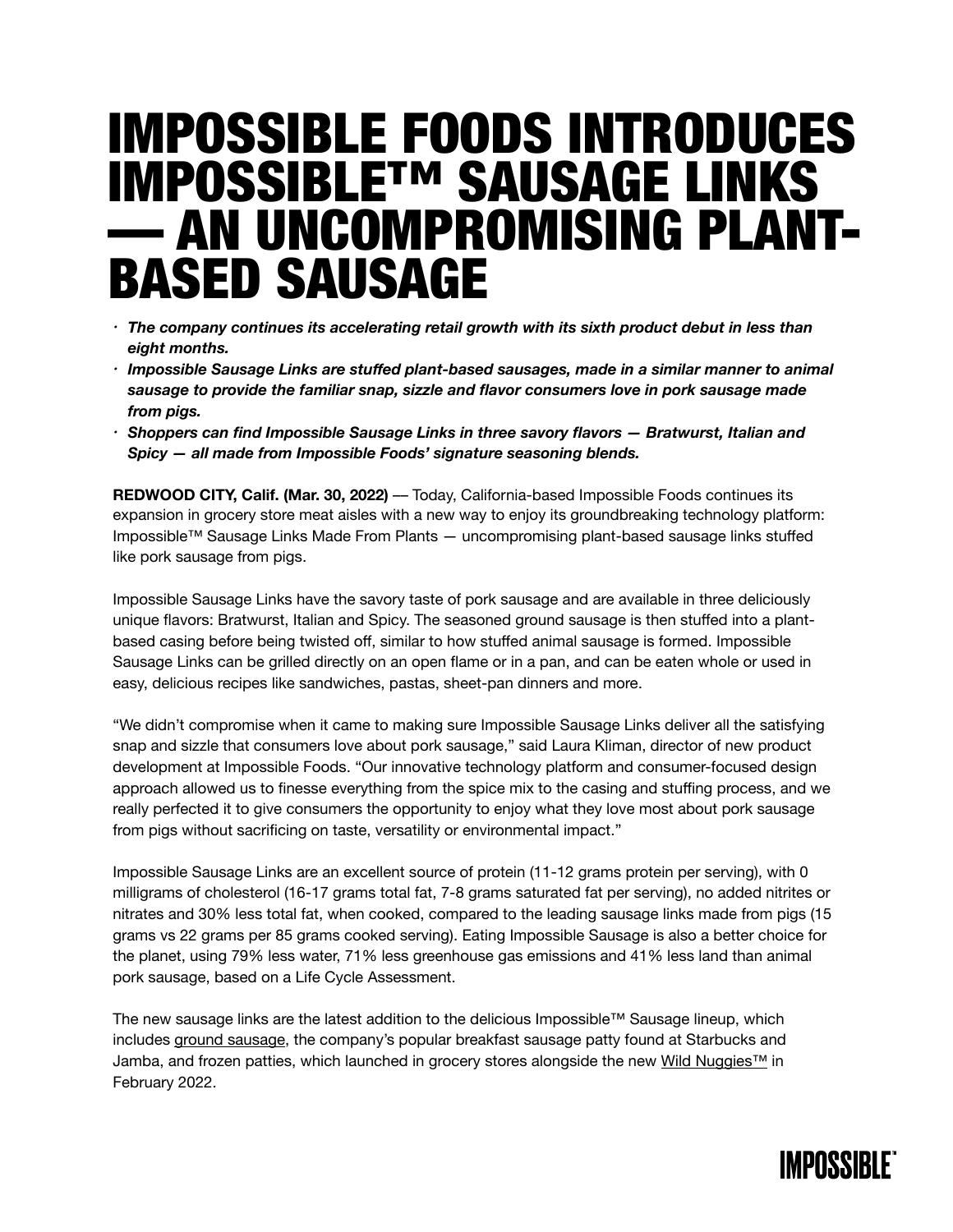# IMPOSSIBLE FOODS INTRODUCES IMPOSSIBLE™ SAUSAGE LINKS — AN UNCOMPROMISING PLANT-BASED SAUSAGE

- ***The company continues its accelerating retail growth with its sixth product debut in less than eight months.***
- ***Impossible Sausage Links are stuffed plant-based sausages, made in a similar manner to animal sausage to provide the familiar snap, sizzle and flavor consumers love in pork sausage made from pigs.***
- ***Shoppers can find Impossible Sausage Links in three savory flavors — Bratwurst, Italian and Spicy — all made from Impossible Foods' signature seasoning blends.***

**REDWOOD CITY, Calif. (Mar. 30, 2022)** — Today, California-based Impossible Foods continues its expansion in grocery store meat aisles with a new way to enjoy its groundbreaking technology platform: Impossible™ Sausage Links Made From Plants — uncompromising plant-based sausage links stuffed like pork sausage from pigs.

Impossible Sausage Links have the savory taste of pork sausage and are available in three deliciously unique flavors: Bratwurst, Italian and Spicy. The seasoned ground sausage is then stuffed into a plant-based casing before being twisted off, similar to how stuffed animal sausage is formed. Impossible Sausage Links can be grilled directly on an open flame or in a pan, and can be eaten whole or used in easy, delicious recipes like sandwiches, pastas, sheet-pan dinners and more.

"We didn't compromise when it came to making sure Impossible Sausage Links deliver all the satisfying snap and sizzle that consumers love about pork sausage," said Laura Kliman, director of new product development at Impossible Foods. "Our innovative technology platform and consumer-focused design approach allowed us to finesse everything from the spice mix to the casing and stuffing process, and we really perfected it to give consumers the opportunity to enjoy what they love most about pork sausage from pigs without sacrificing on taste, versatility or environmental impact."

Impossible Sausage Links are an excellent source of protein (11-12 grams protein per serving), with 0 milligrams of cholesterol (16-17 grams total fat, 7-8 grams saturated fat per serving), no added nitrites or nitrates and 30% less total fat, when cooked, compared to the leading sausage links made from pigs (15 grams vs 22 grams per 85 grams cooked serving). Eating Impossible Sausage is also a better choice for the planet, using 79% less water, 71% less greenhouse gas emissions and 41% less land than animal pork sausage, based on a Life Cycle Assessment.

The new sausage links are the latest addition to the delicious Impossible™ Sausage lineup, which includes ground sausage, the company's popular breakfast sausage patty found at Starbucks and Jamba, and frozen patties, which launched in grocery stores alongside the new Wild Nuggies™ in February 2022.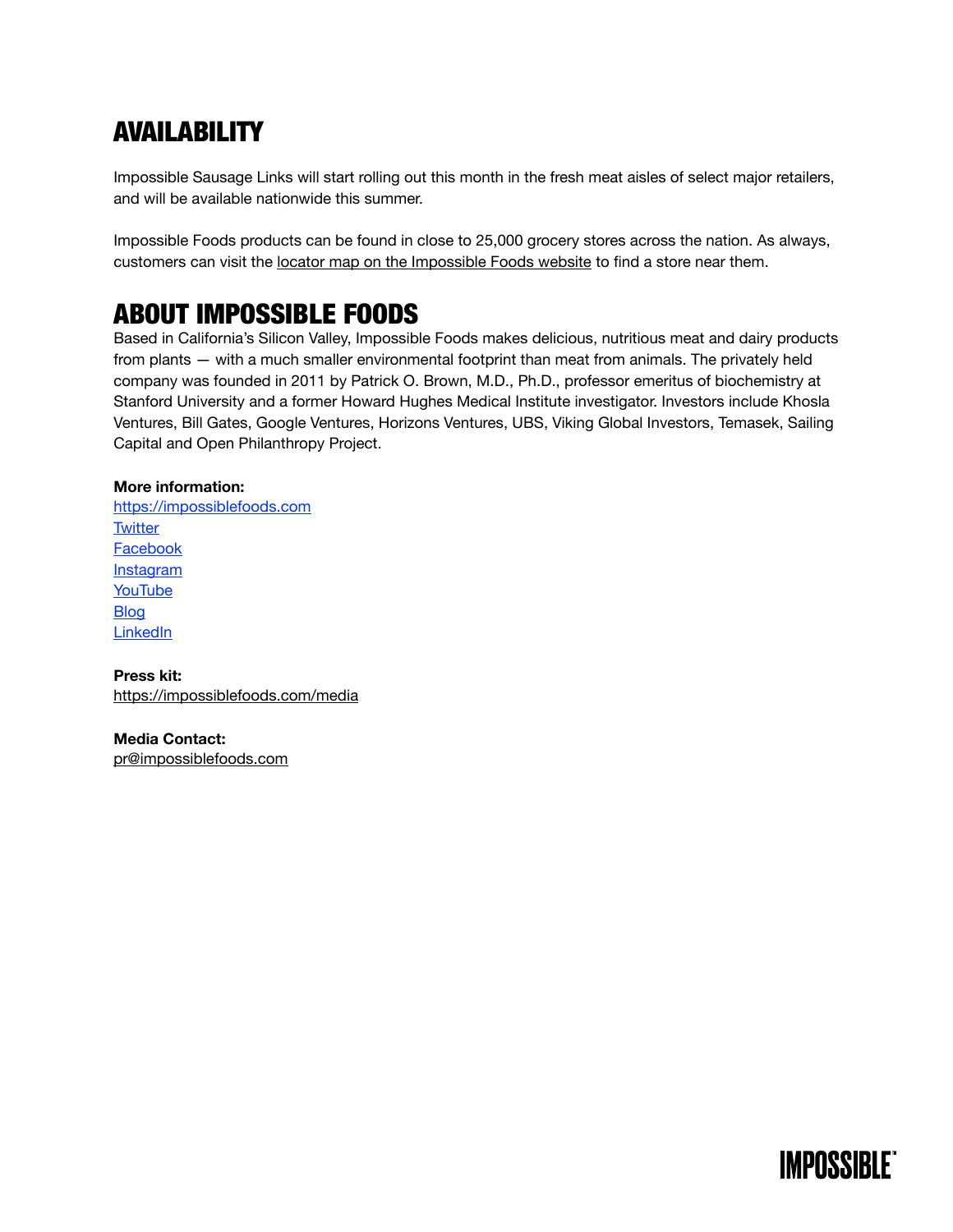## AVAILABILITY

Impossible Sausage Links will start rolling out this month in the fresh meat aisles of select major retailers, and will be available nationwide this summer.

Impossible Foods products can be found in close to 25,000 grocery stores across the nation. As always, customers can visit the locator map on the Impossible Foods website to find a store near them.

## ABOUT IMPOSSIBLE FOODS

Based in California's Silicon Valley, Impossible Foods makes delicious, nutritious meat and dairy products from plants — with a much smaller environmental footprint than meat from animals. The privately held company was founded in 2011 by Patrick O. Brown, M.D., Ph.D., professor emeritus of biochemistry at Stanford University and a former Howard Hughes Medical Institute investigator. Investors include Khosla Ventures, Bill Gates, Google Ventures, Horizons Ventures, UBS, Viking Global Investors, Temasek, Sailing Capital and Open Philanthropy Project.

**More information:**
https://impossiblefoods.com
Twitter
Facebook
Instagram
YouTube
Blog
LinkedIn

**Press kit:**
https://impossiblefoods.com/media

**Media Contact:**
pr@impossiblefoods.com

IMPOSSIBLE